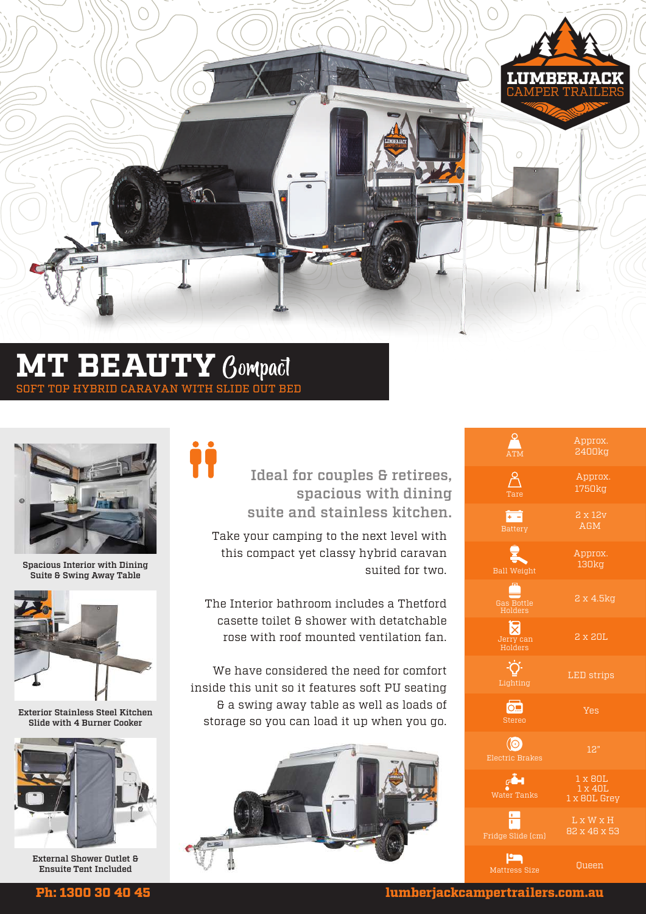# MT BEAUTY *Compact*

## SOFT TOP HYBRID CARAVAN WITH SLIDE OUT BED

Spacious Interior with Dining Suite & Swing Away Table

Exterior Stainless Steel Kitchen Slide with 4 Burner Cooker

External Shower Outlet & Ensuite Tent Included

### Ideal for couples & retirees, spacious with dining suite and stainless kitchen.

Take your camping to the next level with this compact yet classy hybrid caravan suited for two.

The Interior bathroom includes a Thetford casette toilet & shower with detatchable rose with roof mounted ventilation fan.

We have considered the need for comfort inside this unit so it features soft PU seating & a swing away table as well as loads of storage so you can load it up when you go.

| | |
|---|---|
| ATM | Approx. 2400kg |
| Tare | Approx. 1750kg |
| Battery | 2 x 12v AGM |
| Ball Weight | Approx. 130kg |
| Gas Bottle Holders | 2 x 4.5kg |
| Jerry can Holders | 2 x 20L |
| Lighting | LED strips |
| Stereo | Yes |
| Electric Brakes | 12" |
| Water Tanks | 1 x 80L<br>1 x 40L<br>1 x 80L Grey |
| Fridge Slide (cm) | L x W x H<br>82 x 46 x 53 |
| Mattress Size | Queen |

**Ph: 1300 30 40 45** **lumberjackcampertrailers.com.au**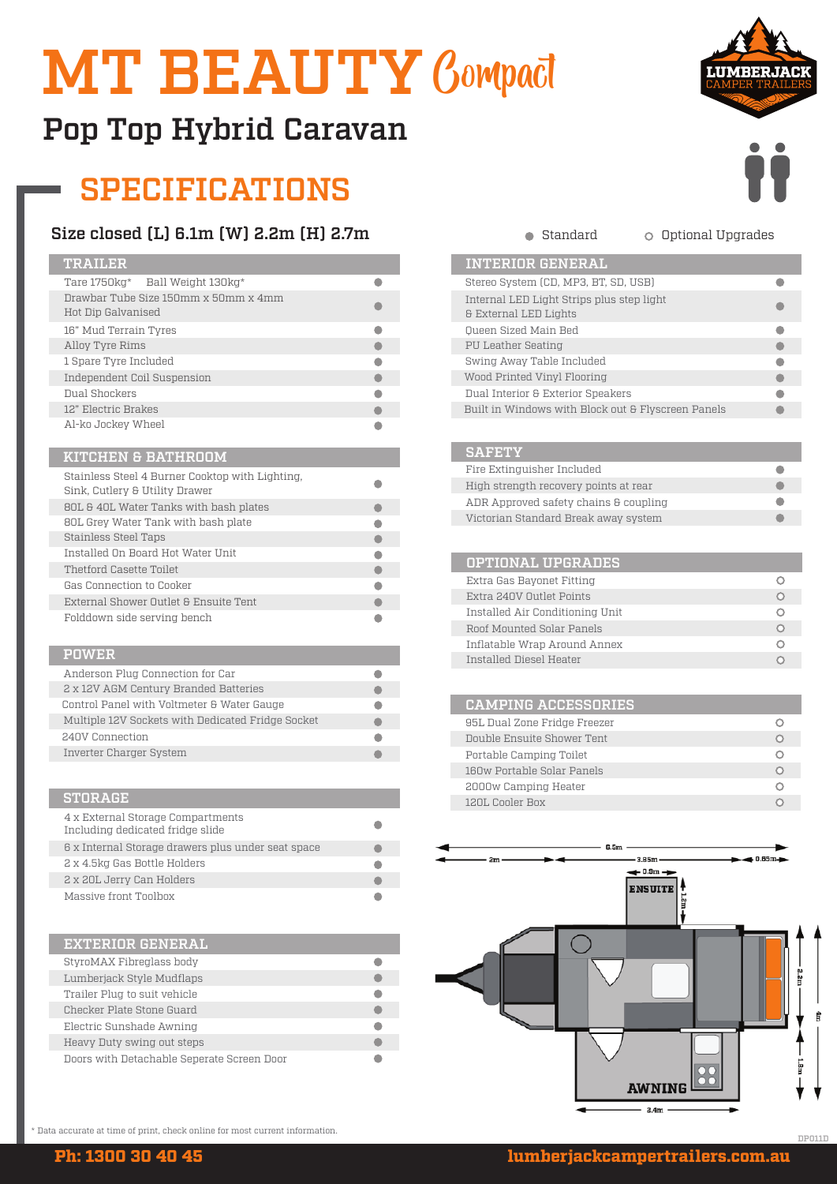# MT BEAUTY Compact

## Pop Top Hybrid Caravan

## SPECIFICATIONS

### Size closed (L) 6.1m (W) 2.2m (H) 2.7m

● Standard ○ Optional Upgrades

| TRAILER | |
|---|---|
| Tare 1750kg* Ball Weight 130kg* | ● |
| Drawbar Tube Size 150mm x 50mm x 4mm Hot Dip Galvanised | ● |
| 16" Mud Terrain Tyres | ● |
| Alloy Tyre Rims | ● |
| 1 Spare Tyre Included | ● |
| Independent Coil Suspension | ● |
| Dual Shockers | ● |
| 12" Electric Brakes | ● |
| Al-ko Jockey Wheel | ● |

| KITCHEN & BATHROOM | |
|---|---|
| Stainless Steel 4 Burner Cooktop with Lighting, Sink, Cutlery & Utility Drawer | ● |
| 80L & 40L Water Tanks with bash plates | ● |
| 80L Grey Water Tank with bash plate | ● |
| Stainless Steel Taps | ● |
| Installed On Board Hot Water Unit | ● |
| Thetford Casette Toilet | ● |
| Gas Connection to Cooker | ● |
| External Shower Outlet & Ensuite Tent | ● |
| Folddown side serving bench | ● |

| POWER | |
|---|---|
| Anderson Plug Connection for Car | ● |
| 2 x 12V AGM Century Branded Batteries | ● |
| Control Panel with Voltmeter & Water Gauge | ● |
| Multiple 12V Sockets with Dedicated Fridge Socket | ● |
| 240V Connection | ● |
| Inverter Charger System | ● |

| STORAGE | |
|---|---|
| 4 x External Storage Compartments Including dedicated fridge slide | ● |
| 6 x Internal Storage drawers plus under seat space | ● |
| 2 x 4.5kg Gas Bottle Holders | ● |
| 2 x 20L Jerry Can Holders | ● |
| Massive front Toolbox | ● |

| EXTERIOR GENERAL | |
|---|---|
| StyroMAX Fibreglass body | ● |
| Lumberjack Style Mudflaps | ● |
| Trailer Plug to suit vehicle | ● |
| Checker Plate Stone Guard | ● |
| Electric Sunshade Awning | ● |
| Heavy Duty swing out steps | ● |
| Doors with Detachable Seperate Screen Door | ● |

| INTERIOR GENERAL | |
|---|---|
| Stereo System (CD, MP3, BT, SD, USB) | ● |
| Internal LED Light Strips plus step light & External LED Lights | ● |
| Queen Sized Main Bed | ● |
| PU Leather Seating | ● |
| Swing Away Table Included | ● |
| Wood Printed Vinyl Flooring | ● |
| Dual Interior & Exterior Speakers | ● |
| Built in Windows with Block out & Flyscreen Panels | ● |

| SAFETY | |
|---|---|
| Fire Extinguisher Included | ● |
| High strength recovery points at rear | ● |
| ADR Approved safety chains & coupling | ● |
| Victorian Standard Break away system | ● |

| OPTIONAL UPGRADES | |
|---|---|
| Extra Gas Bayonet Fitting | ○ |
| Extra 240V Outlet Points | ○ |
| Installed Air Conditioning Unit | ○ |
| Roof Mounted Solar Panels | ○ |
| Inflatable Wrap Around Annex | ○ |
| Installed Diesel Heater | ○ |

| CAMPING ACCESSORIES | |
|---|---|
| 95L Dual Zone Fridge Freezer | ○ |
| Double Ensuite Shower Tent | ○ |
| Portable Camping Toilet | ○ |
| 160w Portable Solar Panels | ○ |
| 2000w Camping Heater | ○ |
| 120L Cooler Box | ○ |

6.5m
2m
3.85m
0.65m
0.9m
ENSUITE
1.2m
2.2m
4m
1.8m
AWNING
2.4m

* Data accurate at time of print, check online for most current information.

DP011D

**Ph: 1300 30 40 45** **lumberjackcampertrailers.com.au**